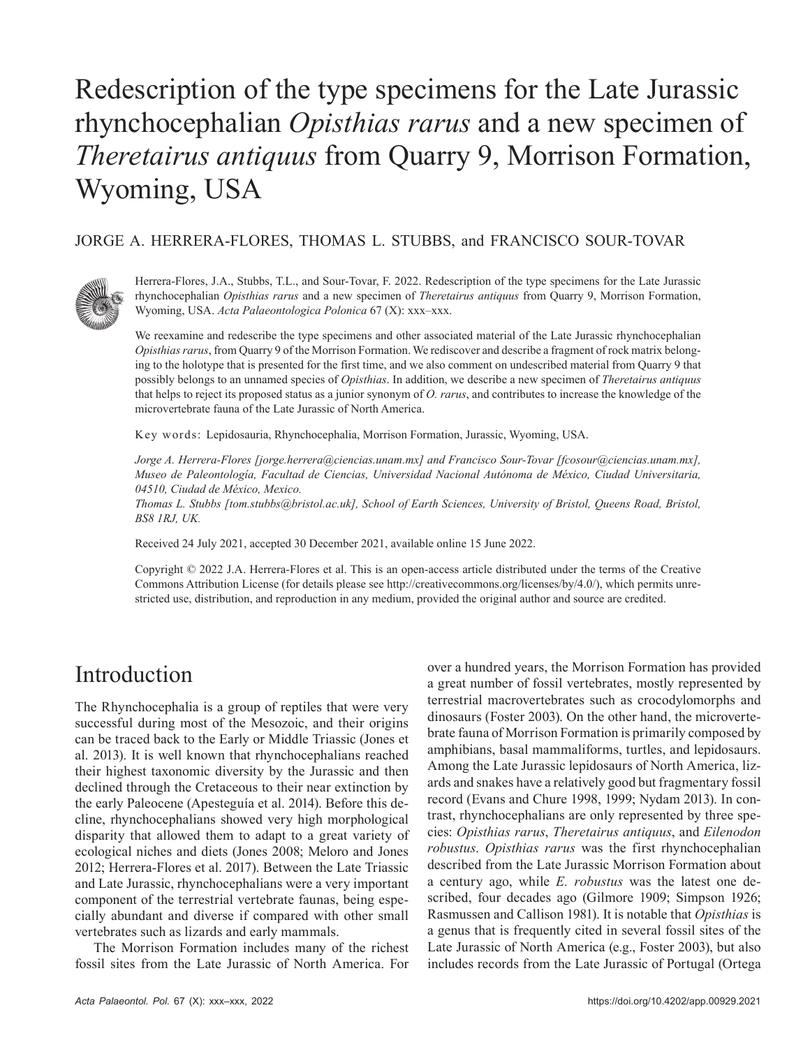# Redescription of the type specimens for the Late Jurassic rhynchocephalian *Opisthias rarus* and a new specimen of *Theretairus antiquus* from Quarry 9, Morrison Formation, Wyoming, USA

JORGE A. HERRERA-FLORES, THOMAS L. STUBBS, and FRANCISCO SOUR-TOVAR

Herrera-Flores, J.A., Stubbs, T.L., and Sour-Tovar, F. 2022. Redescription of the type specimens for the Late Jurassic rhynchocephalian *Opisthias rarus* and a new specimen of *Theretairus antiquus* from Quarry 9, Morrison Formation, Wyoming, USA. *Acta Palaeontologica Polonica* 67 (X): xxx–xxx.

We reexamine and redescribe the type specimens and other associated material of the Late Jurassic rhynchocephalian *Opisthias rarus*, from Quarry 9 of the Morrison Formation. We rediscover and describe a fragment of rock matrix belonging to the holotype that is presented for the first time, and we also comment on undescribed material from Quarry 9 that possibly belongs to an unnamed species of *Opisthias*. In addition, we describe a new specimen of *Theretairus antiquus* that helps to reject its proposed status as a junior synonym of *O. rarus*, and contributes to increase the knowledge of the microvertebrate fauna of the Late Jurassic of North America.

Key words: Lepidosauria, Rhynchocephalia, Morrison Formation, Jurassic, Wyoming, USA.

*Jorge A. Herrera-Flores [jorge.herrera@ciencias.unam.mx] and Francisco Sour-Tovar [fcosour@ciencias.unam.mx], Museo de Paleontología, Facultad de Ciencias, Universidad Nacional Autónoma de México, Ciudad Universitaria, 04510, Ciudad de México, Mexico.*
*Thomas L. Stubbs [tom.stubbs@bristol.ac.uk], School of Earth Sciences, University of Bristol, Queens Road, Bristol, BS8 1RJ, UK.*

Received 24 July 2021, accepted 30 December 2021, available online 15 June 2022.

Copyright © 2022 J.A. Herrera-Flores et al. This is an open-access article distributed under the terms of the Creative Commons Attribution License (for details please see http://creativecommons.org/licenses/by/4.0/), which permits unrestricted use, distribution, and reproduction in any medium, provided the original author and source are credited.

## Introduction

The Rhynchocephalia is a group of reptiles that were very successful during most of the Mesozoic, and their origins can be traced back to the Early or Middle Triassic (Jones et al. 2013). It is well known that rhynchocephalians reached their highest taxonomic diversity by the Jurassic and then declined through the Cretaceous to their near extinction by the early Paleocene (Apesteguía et al. 2014). Before this decline, rhynchocephalians showed very high morphological disparity that allowed them to adapt to a great variety of ecological niches and diets (Jones 2008; Meloro and Jones 2012; Herrera-Flores et al. 2017). Between the Late Triassic and Late Jurassic, rhynchocephalians were a very important component of the terrestrial vertebrate faunas, being especially abundant and diverse if compared with other small vertebrates such as lizards and early mammals.

The Morrison Formation includes many of the richest fossil sites from the Late Jurassic of North America. For over a hundred years, the Morrison Formation has provided a great number of fossil vertebrates, mostly represented by terrestrial macrovertebrates such as crocodylomorphs and dinosaurs (Foster 2003). On the other hand, the microvertebrate fauna of Morrison Formation is primarily composed by amphibians, basal mammaliforms, turtles, and lepidosaurs. Among the Late Jurassic lepidosaurs of North America, lizards and snakes have a relatively good but fragmentary fossil record (Evans and Chure 1998, 1999; Nydam 2013). In contrast, rhynchocephalians are only represented by three species: *Opisthias rarus*, *Theretairus antiquus*, and *Eilenodon robustus*. *Opisthias rarus* was the first rhynchocephalian described from the Late Jurassic Morrison Formation about a century ago, while *E. robustus* was the latest one described, four decades ago (Gilmore 1909; Simpson 1926; Rasmussen and Callison 1981). It is notable that *Opisthias* is a genus that is frequently cited in several fossil sites of the Late Jurassic of North America (e.g., Foster 2003), but also includes records from the Late Jurassic of Portugal (Ortega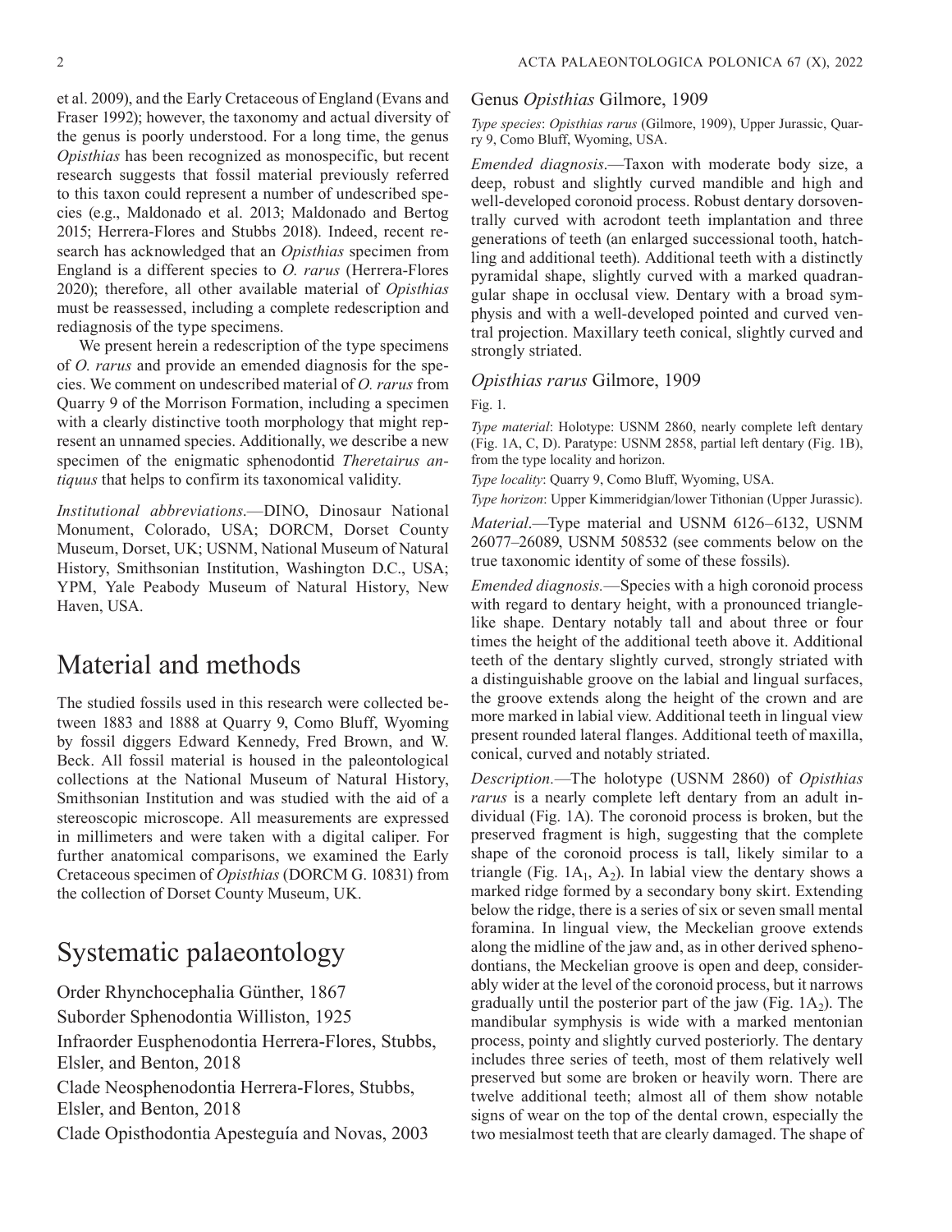et al. 2009), and the Early Cretaceous of England (Evans and Fraser 1992); however, the taxonomy and actual diversity of the genus is poorly understood. For a long time, the genus *Opisthias* has been recognized as monospecific, but recent research suggests that fossil material previously referred to this taxon could represent a number of undescribed species (e.g., Maldonado et al. 2013; Maldonado and Bertog 2015; Herrera-Flores and Stubbs 2018). Indeed, recent research has acknowledged that an *Opisthias* specimen from England is a different species to *O. rarus* (Herrera-Flores 2020); therefore, all other available material of *Opisthias* must be reassessed, including a complete redescription and rediagnosis of the type specimens.

We present herein a redescription of the type specimens of *O. rarus* and provide an emended diagnosis for the species. We comment on undescribed material of *O. rarus* from Quarry 9 of the Morrison Formation, including a specimen with a clearly distinctive tooth morphology that might represent an unnamed species. Additionally, we describe a new specimen of the enigmatic sphenodontid *Theretairus antiquus* that helps to confirm its taxonomical validity.

*Institutional abbreviations*.—DINO, Dinosaur National Monument, Colorado, USA; DORCM, Dorset County Museum, Dorset, UK; USNM, National Museum of Natural History, Smithsonian Institution, Washington D.C., USA; YPM, Yale Peabody Museum of Natural History, New Haven, USA.

# Material and methods

The studied fossils used in this research were collected between 1883 and 1888 at Quarry 9, Como Bluff, Wyoming by fossil diggers Edward Kennedy, Fred Brown, and W. Beck. All fossil material is housed in the paleontological collections at the National Museum of Natural History, Smithsonian Institution and was studied with the aid of a stereoscopic microscope. All measurements are expressed in millimeters and were taken with a digital caliper. For further anatomical comparisons, we examined the Early Cretaceous specimen of *Opisthias* (DORCM G. 10831) from the collection of Dorset County Museum, UK.

# Systematic palaeontology

Order Rhynchocephalia Günther, 1867

Suborder Sphenodontia Williston, 1925

Infraorder Eusphenodontia Herrera-Flores, Stubbs, Elsler, and Benton, 2018

Clade Neosphenodontia Herrera-Flores, Stubbs, Elsler, and Benton, 2018

Clade Opisthodontia Apesteguía and Novas, 2003

## Genus *Opisthias* Gilmore, 1909

*Type species*: *Opisthias rarus* (Gilmore, 1909), Upper Jurassic, Quarry 9, Como Bluff, Wyoming, USA.

*Emended diagnosis*.—Taxon with moderate body size, a deep, robust and slightly curved mandible and high and well-developed coronoid process. Robust dentary dorsoventrally curved with acrodont teeth implantation and three generations of teeth (an enlarged successional tooth, hatchling and additional teeth). Additional teeth with a distinctly pyramidal shape, slightly curved with a marked quadrangular shape in occlusal view. Dentary with a broad symphysis and with a well-developed pointed and curved ventral projection. Maxillary teeth conical, slightly curved and strongly striated.

## *Opisthias rarus* Gilmore, 1909

Fig. 1.

*Type material*: Holotype: USNM 2860, nearly complete left dentary (Fig. 1A, C, D). Paratype: USNM 2858, partial left dentary (Fig. 1B), from the type locality and horizon.

*Type locality*: Quarry 9, Como Bluff, Wyoming, USA.

*Type horizon*: Upper Kimmeridgian/lower Tithonian (Upper Jurassic).

*Material*.—Type material and USNM 6126–6132, USNM 26077–26089, USNM 508532 (see comments below on the true taxonomic identity of some of these fossils).

*Emended diagnosis.*—Species with a high coronoid process with regard to dentary height, with a pronounced triangle-like shape. Dentary notably tall and about three or four times the height of the additional teeth above it. Additional teeth of the dentary slightly curved, strongly striated with a distinguishable groove on the labial and lingual surfaces, the groove extends along the height of the crown and are more marked in labial view. Additional teeth in lingual view present rounded lateral flanges. Additional teeth of maxilla, conical, curved and notably striated.

*Description*.—The holotype (USNM 2860) of *Opisthias rarus* is a nearly complete left dentary from an adult individual (Fig. 1A). The coronoid process is broken, but the preserved fragment is high, suggesting that the complete shape of the coronoid process is tall, likely similar to a triangle (Fig. $1A_1$, $A_2$). In labial view the dentary shows a marked ridge formed by a secondary bony skirt. Extending below the ridge, there is a series of six or seven small mental foramina. In lingual view, the Meckelian groove extends along the midline of the jaw and, as in other derived sphenodontians, the Meckelian groove is open and deep, considerably wider at the level of the coronoid process, but it narrows gradually until the posterior part of the jaw (Fig. $1A_2$). The mandibular symphysis is wide with a marked mentonian process, pointy and slightly curved posteriorly. The dentary includes three series of teeth, most of them relatively well preserved but some are broken or heavily worn. There are twelve additional teeth; almost all of them show notable signs of wear on the top of the dental crown, especially the two mesialmost teeth that are clearly damaged. The shape of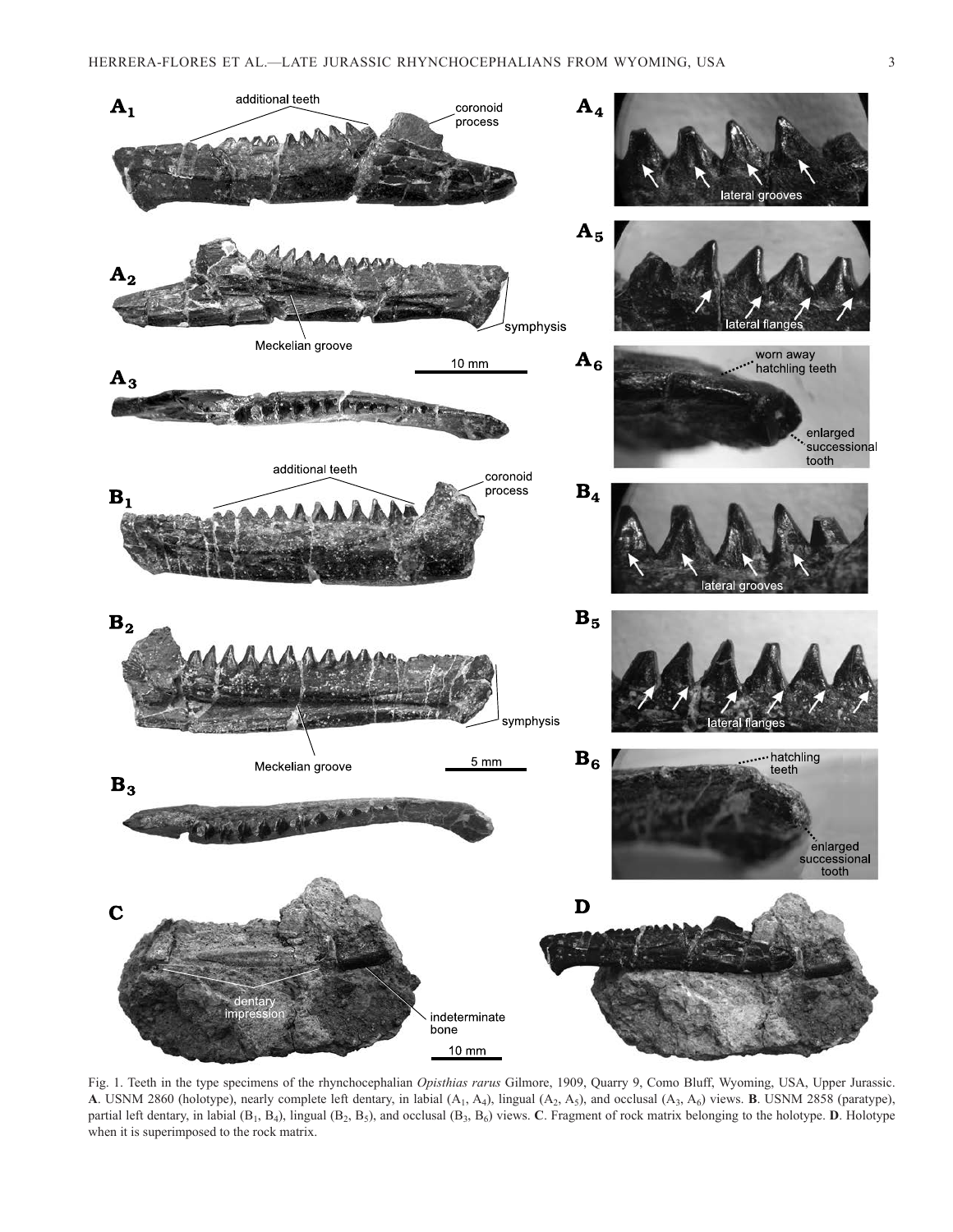Fig. 1. Teeth in the type specimens of the rhynchocephalian *Opisthias rarus* Gilmore, 1909, Quarry 9, Como Bluff, Wyoming, USA, Upper Jurassic. **A**. USNM 2860 (holotype), nearly complete left dentary, in labial ($A_1$, $A_4$), lingual ($A_2$, $A_5$), and occlusal ($A_3$, $A_6$) views. **B**. USNM 2858 (paratype), partial left dentary, in labial ($B_1$, $B_4$), lingual ($B_2$, $B_5$), and occlusal ($B_3$, $B_6$) views. **C**. Fragment of rock matrix belonging to the holotype. **D**. Holotype when it is superimposed to the rock matrix.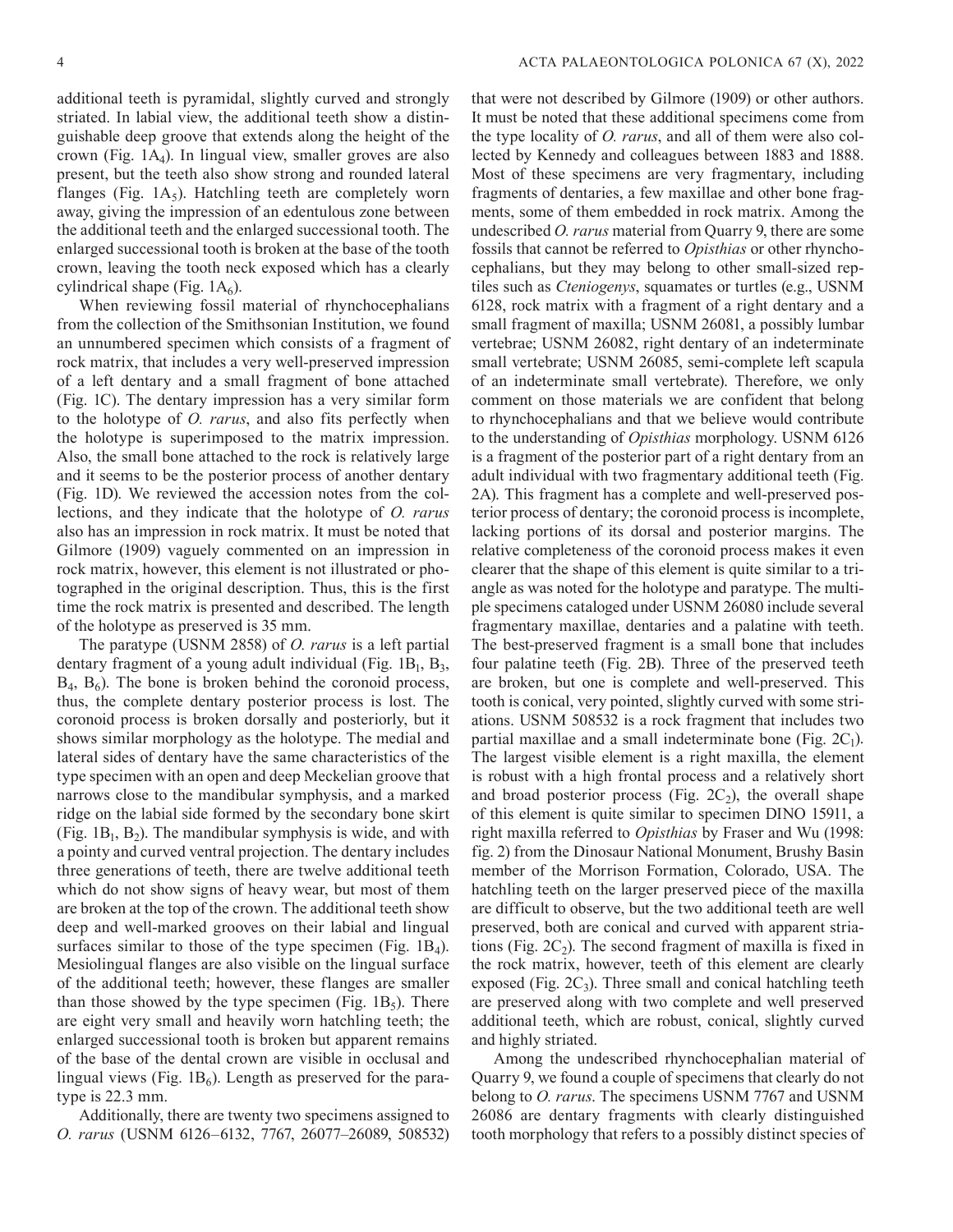additional teeth is pyramidal, slightly curved and strongly striated. In labial view, the additional teeth show a distinguishable deep groove that extends along the height of the crown (Fig. $1A_4$). In lingual view, smaller groves are also present, but the teeth also show strong and rounded lateral flanges (Fig. $1A_5$). Hatchling teeth are completely worn away, giving the impression of an edentulous zone between the additional teeth and the enlarged successional tooth. The enlarged successional tooth is broken at the base of the tooth crown, leaving the tooth neck exposed which has a clearly cylindrical shape (Fig. $1A_6$).

When reviewing fossil material of rhynchocephalians from the collection of the Smithsonian Institution, we found an unnumbered specimen which consists of a fragment of rock matrix, that includes a very well-preserved impression of a left dentary and a small fragment of bone attached (Fig. 1C). The dentary impression has a very similar form to the holotype of *O. rarus*, and also fits perfectly when the holotype is superimposed to the matrix impression. Also, the small bone attached to the rock is relatively large and it seems to be the posterior process of another dentary (Fig. 1D). We reviewed the accession notes from the collections, and they indicate that the holotype of *O. rarus* also has an impression in rock matrix. It must be noted that Gilmore (1909) vaguely commented on an impression in rock matrix, however, this element is not illustrated or photographed in the original description. Thus, this is the first time the rock matrix is presented and described. The length of the holotype as preserved is 35 mm.

The paratype (USNM 2858) of *O. rarus* is a left partial dentary fragment of a young adult individual (Fig. $1B_1$, $B_3$, $B_4$, $B_6$). The bone is broken behind the coronoid process, thus, the complete dentary posterior process is lost. The coronoid process is broken dorsally and posteriorly, but it shows similar morphology as the holotype. The medial and lateral sides of dentary have the same characteristics of the type specimen with an open and deep Meckelian groove that narrows close to the mandibular symphysis, and a marked ridge on the labial side formed by the secondary bone skirt (Fig. $1B_1$, $B_2$). The mandibular symphysis is wide, and with a pointy and curved ventral projection. The dentary includes three generations of teeth, there are twelve additional teeth which do not show signs of heavy wear, but most of them are broken at the top of the crown. The additional teeth show deep and well-marked grooves on their labial and lingual surfaces similar to those of the type specimen (Fig. $1B_4$). Mesiolingual flanges are also visible on the lingual surface of the additional teeth; however, these flanges are smaller than those showed by the type specimen (Fig. $1B_5$). There are eight very small and heavily worn hatchling teeth; the enlarged successional tooth is broken but apparent remains of the base of the dental crown are visible in occlusal and lingual views (Fig. $1B_6$). Length as preserved for the paratype is 22.3 mm.

Additionally, there are twenty two specimens assigned to *O. rarus* (USNM 6126–6132, 7767, 26077–26089, 508532) that were not described by Gilmore (1909) or other authors. It must be noted that these additional specimens come from the type locality of *O. rarus*, and all of them were also collected by Kennedy and colleagues between 1883 and 1888. Most of these specimens are very fragmentary, including fragments of dentaries, a few maxillae and other bone fragments, some of them embedded in rock matrix. Among the undescribed *O. rarus* material from Quarry 9, there are some fossils that cannot be referred to *Opisthias* or other rhynchocephalians, but they may belong to other small-sized reptiles such as *Cteniogenys*, squamates or turtles (e.g., USNM 6128, rock matrix with a fragment of a right dentary and a small fragment of maxilla; USNM 26081, a possibly lumbar vertebrae; USNM 26082, right dentary of an indeterminate small vertebrate; USNM 26085, semi-complete left scapula of an indeterminate small vertebrate). Therefore, we only comment on those materials we are confident that belong to rhynchocephalians and that we believe would contribute to the understanding of *Opisthias* morphology. USNM 6126 is a fragment of the posterior part of a right dentary from an adult individual with two fragmentary additional teeth (Fig. 2A). This fragment has a complete and well-preserved posterior process of dentary; the coronoid process is incomplete, lacking portions of its dorsal and posterior margins. The relative completeness of the coronoid process makes it even clearer that the shape of this element is quite similar to a triangle as was noted for the holotype and paratype. The multiple specimens cataloged under USNM 26080 include several fragmentary maxillae, dentaries and a palatine with teeth. The best-preserved fragment is a small bone that includes four palatine teeth (Fig. 2B). Three of the preserved teeth are broken, but one is complete and well-preserved. This tooth is conical, very pointed, slightly curved with some striations. USNM 508532 is a rock fragment that includes two partial maxillae and a small indeterminate bone (Fig. $2C_1$). The largest visible element is a right maxilla, the element is robust with a high frontal process and a relatively short and broad posterior process (Fig. $2C_2$), the overall shape of this element is quite similar to specimen DINO 15911, a right maxilla referred to *Opisthias* by Fraser and Wu (1998: fig. 2) from the Dinosaur National Monument, Brushy Basin member of the Morrison Formation, Colorado, USA. The hatchling teeth on the larger preserved piece of the maxilla are difficult to observe, but the two additional teeth are well preserved, both are conical and curved with apparent striations (Fig. $2C_2$). The second fragment of maxilla is fixed in the rock matrix, however, teeth of this element are clearly exposed (Fig. $2C_3$). Three small and conical hatchling teeth are preserved along with two complete and well preserved additional teeth, which are robust, conical, slightly curved and highly striated.

Among the undescribed rhynchocephalian material of Quarry 9, we found a couple of specimens that clearly do not belong to *O. rarus*. The specimens USNM 7767 and USNM 26086 are dentary fragments with clearly distinguished tooth morphology that refers to a possibly distinct species of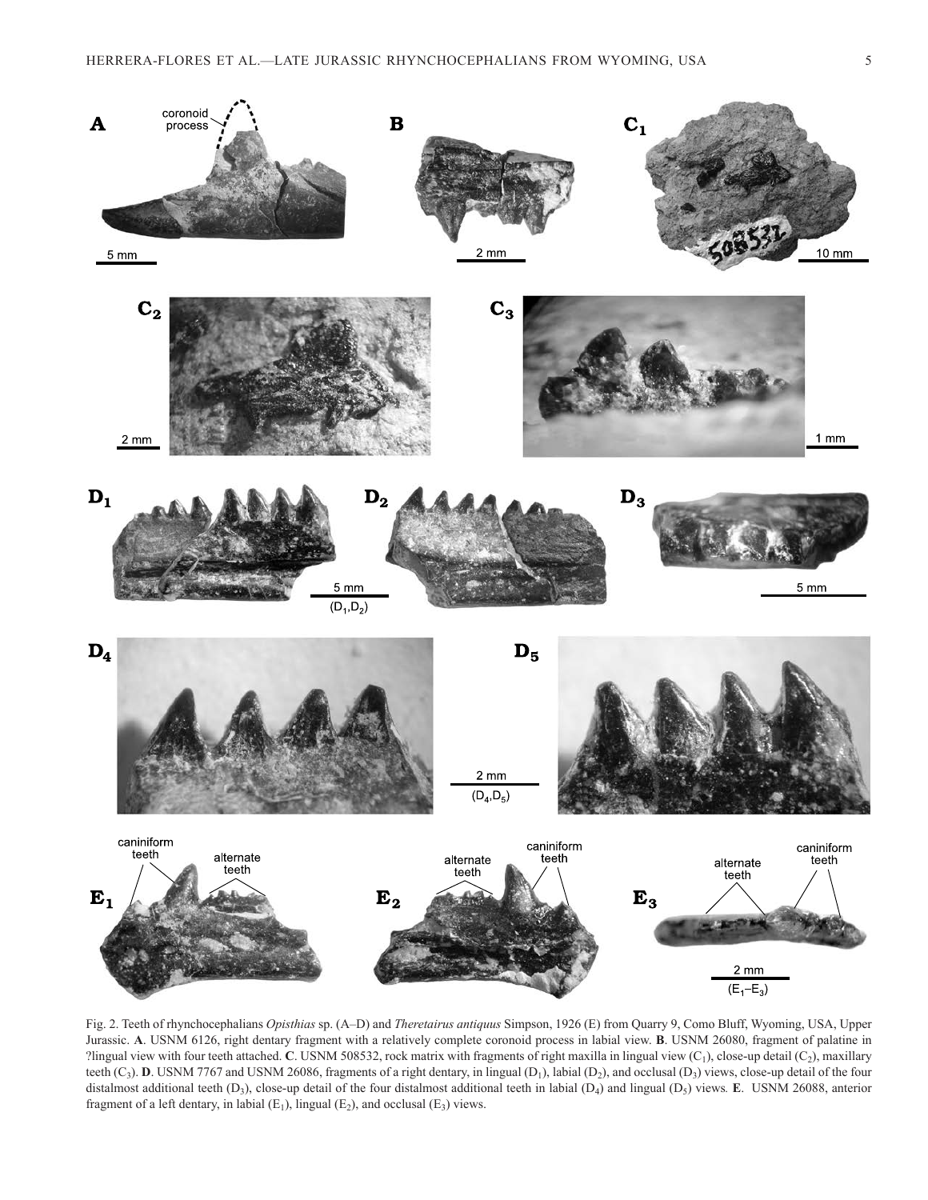Fig. 2. Teeth of rhynchocephalians *Opisthias* sp. (A–D) and *Theretairus antiquus* Simpson, 1926 (E) from Quarry 9, Como Bluff, Wyoming, USA, Upper Jurassic. **A**. USNM 6126, right dentary fragment with a relatively complete coronoid process in labial view. **B**. USNM 26080, fragment of palatine in ?lingual view with four teeth attached. **C**. USNM 508532, rock matrix with fragments of right maxilla in lingual view ($C_1$), close-up detail ($C_2$), maxillary teeth ($C_3$). **D**. USNM 7767 and USNM 26086, fragments of a right dentary, in lingual ($D_1$), labial ($D_2$), and occlusal ($D_3$) views, close-up detail of the four distalmost additional teeth ($D_3$), close-up detail of the four distalmost additional teeth in labial ($D_4$) and lingual ($D_5$) views. **E**. USNM 26088, anterior fragment of a left dentary, in labial ($E_1$), lingual ($E_2$), and occlusal ($E_3$) views.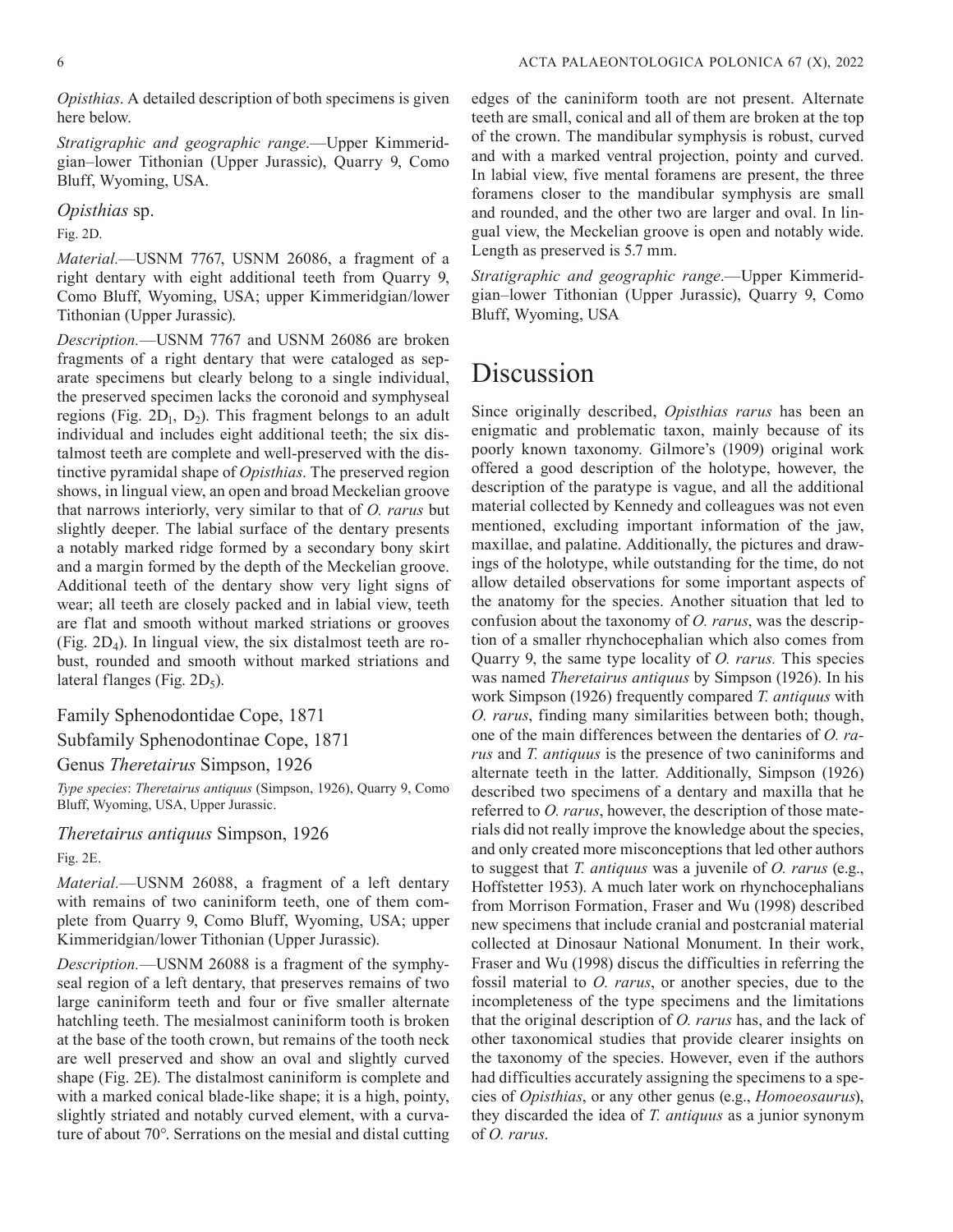*Opisthias*. A detailed description of both specimens is given here below.

*Stratigraphic and geographic range*.—Upper Kimmeridgian–lower Tithonian (Upper Jurassic), Quarry 9, Como Bluff, Wyoming, USA.

*Opisthias* sp.

Fig. 2D.

*Material*.—USNM 7767, USNM 26086, a fragment of a right dentary with eight additional teeth from Quarry 9, Como Bluff, Wyoming, USA; upper Kimmeridgian/lower Tithonian (Upper Jurassic).

*Description*.—USNM 7767 and USNM 26086 are broken fragments of a right dentary that were cataloged as separate specimens but clearly belong to a single individual, the preserved specimen lacks the coronoid and symphyseal regions (Fig. $2D_1$, $D_2$). This fragment belongs to an adult individual and includes eight additional teeth; the six distalmost teeth are complete and well-preserved with the distinctive pyramidal shape of *Opisthias*. The preserved region shows, in lingual view, an open and broad Meckelian groove that narrows interiorly, very similar to that of *O. rarus* but slightly deeper. The labial surface of the dentary presents a notably marked ridge formed by a secondary bony skirt and a margin formed by the depth of the Meckelian groove. Additional teeth of the dentary show very light signs of wear; all teeth are closely packed and in labial view, teeth are flat and smooth without marked striations or grooves (Fig. $2D_4$). In lingual view, the six distalmost teeth are robust, rounded and smooth without marked striations and lateral flanges (Fig. $2D_5$).

Family Sphenodontidae Cope, 1871

Subfamily Sphenodontinae Cope, 1871

Genus *Theretairus* Simpson, 1926

*Type species*: *Theretairus antiquus* (Simpson, 1926), Quarry 9, Como Bluff, Wyoming, USA, Upper Jurassic.

*Theretairus antiquus* Simpson, 1926

Fig. 2E.

*Material*.—USNM 26088, a fragment of a left dentary with remains of two caniniform teeth, one of them complete from Quarry 9, Como Bluff, Wyoming, USA; upper Kimmeridgian/lower Tithonian (Upper Jurassic).

*Description*.—USNM 26088 is a fragment of the symphyseal region of a left dentary, that preserves remains of two large caniniform teeth and four or five smaller alternate hatchling teeth. The mesialmost caniniform tooth is broken at the base of the tooth crown, but remains of the tooth neck are well preserved and show an oval and slightly curved shape (Fig. 2E). The distalmost caniniform is complete and with a marked conical blade-like shape; it is a high, pointy, slightly striated and notably curved element, with a curvature of about 70°. Serrations on the mesial and distal cutting edges of the caniniform tooth are not present. Alternate teeth are small, conical and all of them are broken at the top of the crown. The mandibular symphysis is robust, curved and with a marked ventral projection, pointy and curved. In labial view, five mental foramens are present, the three foramens closer to the mandibular symphysis are small and rounded, and the other two are larger and oval. In lingual view, the Meckelian groove is open and notably wide. Length as preserved is 5.7 mm.

*Stratigraphic and geographic range*.—Upper Kimmeridgian–lower Tithonian (Upper Jurassic), Quarry 9, Como Bluff, Wyoming, USA

# Discussion

Since originally described, *Opisthias rarus* has been an enigmatic and problematic taxon, mainly because of its poorly known taxonomy. Gilmore's (1909) original work offered a good description of the holotype, however, the description of the paratype is vague, and all the additional material collected by Kennedy and colleagues was not even mentioned, excluding important information of the jaw, maxillae, and palatine. Additionally, the pictures and drawings of the holotype, while outstanding for the time, do not allow detailed observations for some important aspects of the anatomy for the species. Another situation that led to confusion about the taxonomy of *O. rarus*, was the description of a smaller rhynchocephalian which also comes from Quarry 9, the same type locality of *O. rarus.* This species was named *Theretairus antiquus* by Simpson (1926). In his work Simpson (1926) frequently compared *T. antiquus* with *O. rarus*, finding many similarities between both; though, one of the main differences between the dentaries of *O. rarus* and *T. antiquus* is the presence of two caniniforms and alternate teeth in the latter. Additionally, Simpson (1926) described two specimens of a dentary and maxilla that he referred to *O. rarus*, however, the description of those materials did not really improve the knowledge about the species, and only created more misconceptions that led other authors to suggest that *T. antiquus* was a juvenile of *O. rarus* (e.g., Hoffstetter 1953). A much later work on rhynchocephalians from Morrison Formation, Fraser and Wu (1998) described new specimens that include cranial and postcranial material collected at Dinosaur National Monument. In their work, Fraser and Wu (1998) discus the difficulties in referring the fossil material to *O. rarus*, or another species, due to the incompleteness of the type specimens and the limitations that the original description of *O. rarus* has, and the lack of other taxonomical studies that provide clearer insights on the taxonomy of the species. However, even if the authors had difficulties accurately assigning the specimens to a species of *Opisthias*, or any other genus (e.g., *Homoeosaurus*), they discarded the idea of *T. antiquus* as a junior synonym of *O. rarus*.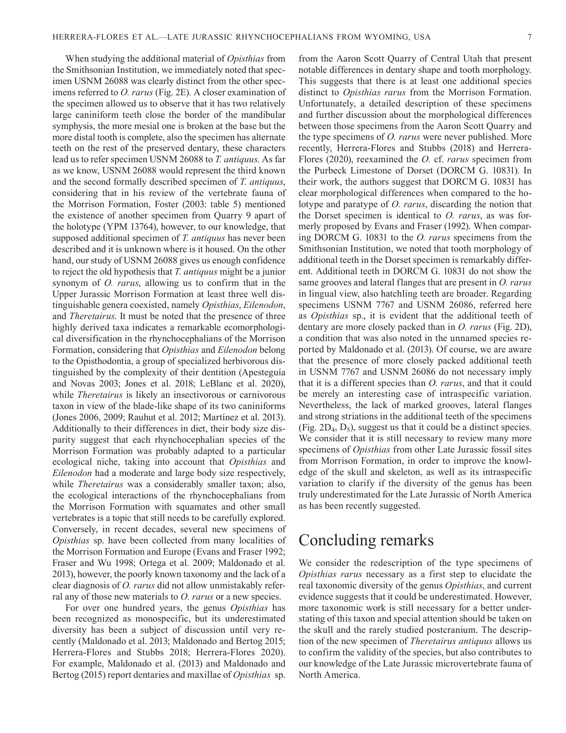When studying the additional material of *Opisthias* from the Smithsonian Institution, we immediately noted that specimen USNM 26088 was clearly distinct from the other specimens referred to *O. rarus* (Fig. 2E). A closer examination of the specimen allowed us to observe that it has two relatively large caniniform teeth close the border of the mandibular symphysis, the more mesial one is broken at the base but the more distal tooth is complete, also the specimen has alternate teeth on the rest of the preserved dentary, these characters lead us to refer specimen USNM 26088 to *T. antiquus*. As far as we know, USNM 26088 would represent the third known and the second formally described specimen of *T. antiquus*, considering that in his review of the vertebrate fauna of the Morrison Formation, Foster (2003: table 5) mentioned the existence of another specimen from Quarry 9 apart of the holotype (YPM 13764), however, to our knowledge, that supposed additional specimen of *T. antiquus* has never been described and it is unknown where is it housed. On the other hand, our study of USNM 26088 gives us enough confidence to reject the old hypothesis that *T. antiquus* might be a junior synonym of *O. rarus*, allowing us to confirm that in the Upper Jurassic Morrison Formation at least three well distinguishable genera coexisted, namely *Opisthias*, *Eilenodon*, and *Theretairus*. It must be noted that the presence of three highly derived taxa indicates a remarkable ecomorphological diversification in the rhynchocephalians of the Morrison Formation, considering that *Opisthias* and *Eilenodon* belong to the Opisthodontia, a group of specialized herbivorous distinguished by the complexity of their dentition (Apesteguía and Novas 2003; Jones et al. 2018; LeBlanc et al. 2020), while *Theretairus* is likely an insectivorous or carnivorous taxon in view of the blade-like shape of its two caniniforms (Jones 2006, 2009; Rauhut et al. 2012; Martínez et al. 2013). Additionally to their differences in diet, their body size disparity suggest that each rhynchocephalian species of the Morrison Formation was probably adapted to a particular ecological niche, taking into account that *Opisthias* and *Eilenodon* had a moderate and large body size respectively, while *Theretairus* was a considerably smaller taxon; also, the ecological interactions of the rhynchocephalians from the Morrison Formation with squamates and other small vertebrates is a topic that still needs to be carefully explored. Conversely, in recent decades, several new specimens of *Opisthias* sp. have been collected from many localities of the Morrison Formation and Europe (Evans and Fraser 1992; Fraser and Wu 1998; Ortega et al. 2009; Maldonado et al. 2013), however, the poorly known taxonomy and the lack of a clear diagnosis of *O. rarus* did not allow unmistakably referral any of those new materials to *O. rarus* or a new species.

For over one hundred years, the genus *Opisthias* has been recognized as monospecific, but its underestimated diversity has been a subject of discussion until very recently (Maldonado et al. 2013; Maldonado and Bertog 2015; Herrera-Flores and Stubbs 2018; Herrera-Flores 2020). For example, Maldonado et al. (2013) and Maldonado and Bertog (2015) report dentaries and maxillae of *Opisthias* sp. from the Aaron Scott Quarry of Central Utah that present notable differences in dentary shape and tooth morphology. This suggests that there is at least one additional species distinct to *Opisthias rarus* from the Morrison Formation. Unfortunately, a detailed description of these specimens and further discussion about the morphological differences between those specimens from the Aaron Scott Quarry and the type specimens of *O. rarus* were never published. More recently, Herrera-Flores and Stubbs (2018) and Herrera-Flores (2020), reexamined the *O.* cf. *rarus* specimen from the Purbeck Limestone of Dorset (DORCM G. 10831). In their work, the authors suggest that DORCM G. 10831 has clear morphological differences when compared to the holotype and paratype of *O. rarus*, discarding the notion that the Dorset specimen is identical to *O. rarus*, as was formerly proposed by Evans and Fraser (1992). When comparing DORCM G. 10831 to the *O. rarus* specimens from the Smithsonian Institution, we noted that tooth morphology of additional teeth in the Dorset specimen is remarkably different. Additional teeth in DORCM G. 10831 do not show the same grooves and lateral flanges that are present in *O. rarus* in lingual view, also hatchling teeth are broader. Regarding specimens USNM 7767 and USNM 26086, referred here as *Opisthias* sp., it is evident that the additional teeth of dentary are more closely packed than in *O. rarus* (Fig. 2D), a condition that was also noted in the unnamed species reported by Maldonado et al. (2013). Of course, we are aware that the presence of more closely packed additional teeth in USNM 7767 and USNM 26086 do not necessary imply that it is a different species than *O. rarus*, and that it could be merely an interesting case of intraspecific variation. Nevertheless, the lack of marked grooves, lateral flanges and strong striations in the additional teeth of the specimens (Fig. $2D_4$, $D_5$), suggest us that it could be a distinct species. We consider that it is still necessary to review many more specimens of *Opisthias* from other Late Jurassic fossil sites from Morrison Formation, in order to improve the knowledge of the skull and skeleton, as well as its intraspecific variation to clarify if the diversity of the genus has been truly underestimated for the Late Jurassic of North America as has been recently suggested.

# Concluding remarks

We consider the redescription of the type specimens of *Opisthias rarus* necessary as a first step to elucidate the real taxonomic diversity of the genus *Opisthias*, and current evidence suggests that it could be underestimated. However, more taxonomic work is still necessary for a better understating of this taxon and special attention should be taken on the skull and the rarely studied postcranium. The description of the new specimen of *Theretairus antiquus* allows us to confirm the validity of the species, but also contributes to our knowledge of the Late Jurassic microvertebrate fauna of North America.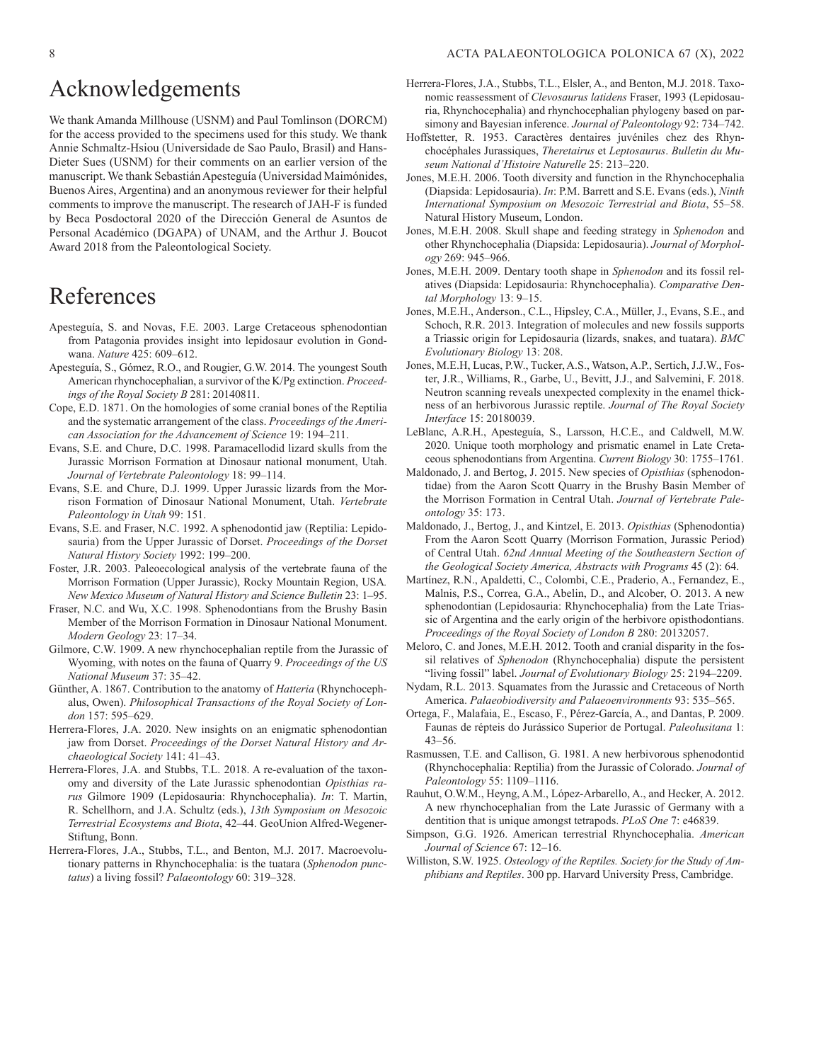# Acknowledgements

We thank Amanda Millhouse (USNM) and Paul Tomlinson (DORCM) for the access provided to the specimens used for this study. We thank Annie Schmaltz-Hsiou (Universidade de Sao Paulo, Brasil) and Hans-Dieter Sues (USNM) for their comments on an earlier version of the manuscript. We thank Sebastián Apesteguía (Universidad Maimónides, Buenos Aires, Argentina) and an anonymous reviewer for their helpful comments to improve the manuscript. The research of JAH-F is funded by Beca Posdoctoral 2020 of the Dirección General de Asuntos de Personal Académico (DGAPA) of UNAM, and the Arthur J. Boucot Award 2018 from the Paleontological Society.

# References

Apesteguía, S. and Novas, F.E. 2003. Large Cretaceous sphenodontian from Patagonia provides insight into lepidosaur evolution in Gondwana. *Nature* 425: 609–612.

Apesteguía, S., Gómez, R.O., and Rougier, G.W. 2014. The youngest South American rhynchocephalian, a survivor of the K/Pg extinction. *Proceedings of the Royal Society B* 281: 20140811.

Cope, E.D. 1871. On the homologies of some cranial bones of the Reptilia and the systematic arrangement of the class. *Proceedings of the American Association for the Advancement of Science* 19: 194–211.

Evans, S.E. and Chure, D.C. 1998. Paramacellodid lizard skulls from the Jurassic Morrison Formation at Dinosaur national monument, Utah. *Journal of Vertebrate Paleontology* 18: 99–114.

Evans, S.E. and Chure, D.J. 1999. Upper Jurassic lizards from the Morrison Formation of Dinosaur National Monument, Utah. *Vertebrate Paleontology in Utah* 99: 151.

Evans, S.E. and Fraser, N.C. 1992. A sphenodontid jaw (Reptilia: Lepidosauria) from the Upper Jurassic of Dorset. *Proceedings of the Dorset Natural History Society* 1992: 199–200.

Foster, J.R. 2003. Paleoecological analysis of the vertebrate fauna of the Morrison Formation (Upper Jurassic), Rocky Mountain Region, USA. *New Mexico Museum of Natural History and Science Bulletin* 23: 1–95.

Fraser, N.C. and Wu, X.C. 1998. Sphenodontians from the Brushy Basin Member of the Morrison Formation in Dinosaur National Monument. *Modern Geology* 23: 17–34.

Gilmore, C.W. 1909. A new rhynchocephalian reptile from the Jurassic of Wyoming, with notes on the fauna of Quarry 9. *Proceedings of the US National Museum* 37: 35–42.

Günther, A. 1867. Contribution to the anatomy of *Hatteria* (Rhynchocephalus, Owen). *Philosophical Transactions of the Royal Society of London* 157: 595–629.

Herrera-Flores, J.A. 2020. New insights on an enigmatic sphenodontian jaw from Dorset. *Proceedings of the Dorset Natural History and Archaeological Society* 141: 41–43.

Herrera-Flores, J.A. and Stubbs, T.L. 2018. A re-evaluation of the taxonomy and diversity of the Late Jurassic sphenodontian *Opisthias rarus* Gilmore 1909 (Lepidosauria: Rhynchocephalia). *In*: T. Martin, R. Schellhorn, and J.A. Schultz (eds.), *13th Symposium on Mesozoic Terrestrial Ecosystems and Biota*, 42–44. GeoUnion Alfred-Wegener-Stiftung, Bonn.

Herrera-Flores, J.A., Stubbs, T.L., and Benton, M.J. 2017. Macroevolutionary patterns in Rhynchocephalia: is the tuatara (*Sphenodon punctatus*) a living fossil? *Palaeontology* 60: 319–328.

Herrera-Flores, J.A., Stubbs, T.L., Elsler, A., and Benton, M.J. 2018. Taxonomic reassessment of *Clevosaurus latidens* Fraser, 1993 (Lepidosauria, Rhynchocephalia) and rhynchocephalian phylogeny based on parsimony and Bayesian inference. *Journal of Paleontology* 92: 734–742.

Hoffstetter, R. 1953. Caractères dentaires juvéniles chez des Rhynchocéphales Jurassiques, *Theretairus* et *Leptosaurus*. *Bulletin du Museum National d'Histoire Naturelle* 25: 213–220.

Jones, M.E.H. 2006. Tooth diversity and function in the Rhynchocephalia (Diapsida: Lepidosauria). *In*: P.M. Barrett and S.E. Evans (eds.), *Ninth International Symposium on Mesozoic Terrestrial and Biota*, 55–58. Natural History Museum, London.

Jones, M.E.H. 2008. Skull shape and feeding strategy in *Sphenodon* and other Rhynchocephalia (Diapsida: Lepidosauria). *Journal of Morphology* 269: 945–966.

Jones, M.E.H. 2009. Dentary tooth shape in *Sphenodon* and its fossil relatives (Diapsida: Lepidosauria: Rhynchocephalia). *Comparative Dental Morphology* 13: 9–15.

Jones, M.E.H., Anderson., C.L., Hipsley, C.A., Müller, J., Evans, S.E., and Schoch, R.R. 2013. Integration of molecules and new fossils supports a Triassic origin for Lepidosauria (lizards, snakes, and tuatara). *BMC Evolutionary Biology* 13: 208.

Jones, M.E.H, Lucas, P.W., Tucker, A.S., Watson, A.P., Sertich, J.J.W., Foster, J.R., Williams, R., Garbe, U., Bevitt, J.J., and Salvemini, F. 2018. Neutron scanning reveals unexpected complexity in the enamel thickness of an herbivorous Jurassic reptile. *Journal of The Royal Society Interface* 15: 20180039.

LeBlanc, A.R.H., Apesteguía, S., Larsson, H.C.E., and Caldwell, M.W. 2020. Unique tooth morphology and prismatic enamel in Late Cretaceous sphenodontians from Argentina. *Current Biology* 30: 1755–1761.

Maldonado, J. and Bertog, J. 2015. New species of *Opisthias* (sphenodontidae) from the Aaron Scott Quarry in the Brushy Basin Member of the Morrison Formation in Central Utah. *Journal of Vertebrate Paleontology* 35: 173.

Maldonado, J., Bertog, J., and Kintzel, E. 2013. *Opisthias* (Sphenodontia) From the Aaron Scott Quarry (Morrison Formation, Jurassic Period) of Central Utah. *62nd Annual Meeting of the Southeastern Section of the Geological Society America, Abstracts with Programs* 45 (2): 64.

Martínez, R.N., Apaldetti, C., Colombi, C.E., Praderio, A., Fernandez, E., Malnis, P.S., Correa, G.A., Abelin, D., and Alcober, O. 2013. A new sphenodontian (Lepidosauria: Rhynchocephalia) from the Late Triassic of Argentina and the early origin of the herbivore opisthodontians. *Proceedings of the Royal Society of London B* 280: 20132057.

Meloro, C. and Jones, M.E.H. 2012. Tooth and cranial disparity in the fossil relatives of *Sphenodon* (Rhynchocephalia) dispute the persistent "living fossil" label. *Journal of Evolutionary Biology* 25: 2194–2209.

Nydam, R.L. 2013. Squamates from the Jurassic and Cretaceous of North America. *Palaeobiodiversity and Palaeoenvironments* 93: 535–565.

Ortega, F., Malafaia, E., Escaso, F., Pérez-García, A., and Dantas, P. 2009. Faunas de répteis do Jurássico Superior de Portugal. *Paleolusitana* 1: 43–56.

Rasmussen, T.E. and Callison, G. 1981. A new herbivorous sphenodontid (Rhynchocephalia: Reptilia) from the Jurassic of Colorado. *Journal of Paleontology* 55: 1109–1116.

Rauhut, O.W.M., Heyng, A.M., López-Arbarello, A., and Hecker, A. 2012. A new rhynchocephalian from the Late Jurassic of Germany with a dentition that is unique amongst tetrapods. *PLoS One* 7: e46839.

Simpson, G.G. 1926. American terrestrial Rhynchocephalia. *American Journal of Science* 67: 12–16.

Williston, S.W. 1925. *Osteology of the Reptiles. Society for the Study of Amphibians and Reptiles*. 300 pp. Harvard University Press, Cambridge.